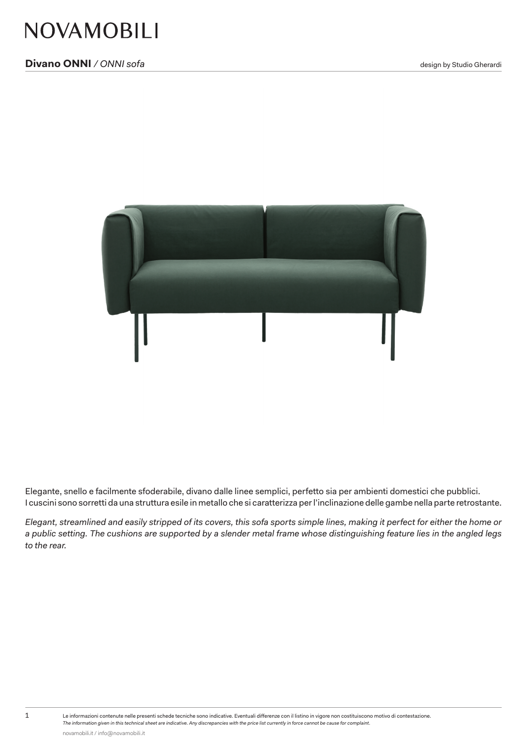# NOVAMOBILI

**Divano ONNI** */ ONNI sofa*

design by Studio Gherardi

Elegante, snello e facilmente sfoderabile, divano dalle linee semplici, perfetto sia per ambienti domestici che pubblici. I cuscini sono sorretti da una struttura esile in metallo che si caratterizza per l'inclinazione delle gambe nella parte retrostante.

*Elegant, streamlined and easily stripped of its covers, this sofa sports simple lines, making it perfect for either the home or a public setting. The cushions are supported by a slender metal frame whose distinguishing feature lies in the angled legs to the rear.*

Le informazioni contenute nelle presenti schede tecniche sono indicative. Eventuali differenze con il listino in vigore non costituiscono motivo di contestazione.
*The information given in this technical sheet are indicative. Any discrepancies with the price list currently in force cannot be cause for complaint.*

novamobili.it / info@novamobili.it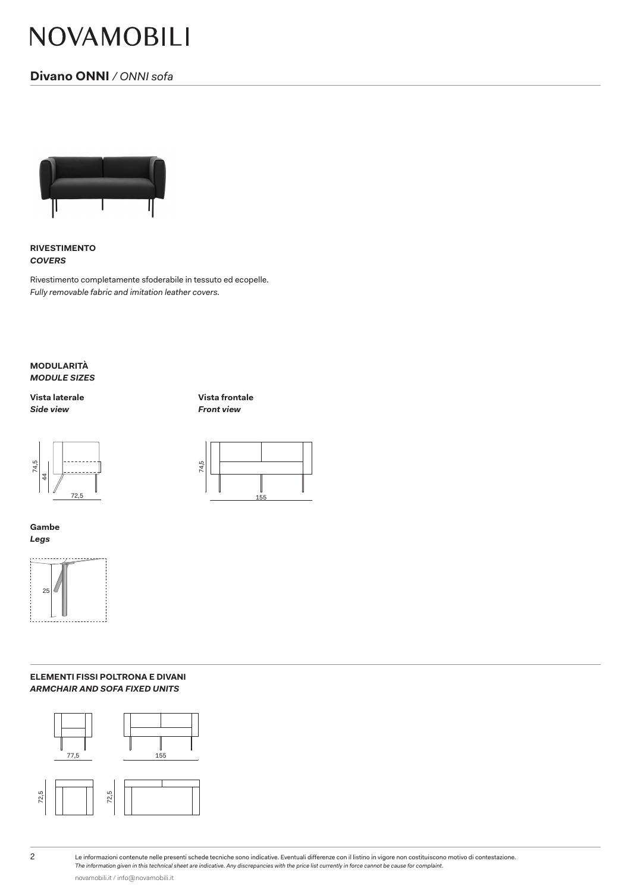# NOVAMOBILI

## **Divano ONNI** */ ONNI sofa*

**RIVESTIMENTO**
***COVERS***

Rivestimento completamente sfoderabile in tessuto ed ecopelle.
*Fully removable fabric and imitation leather covers.*

**MODULARITÀ**
***MODULE SIZES***

**Vista laterale**
***Side view***

74,5
44
72,5

**Vista frontale**
***Front view***

74,5
155

**Gambe**
***Legs***

25

**ELEMENTI FISSI POLTRONA E DIVANI**
***ARMCHAIR AND SOFA FIXED UNITS***

77,5
155
72,5
72,5

Le informazioni contenute nelle presenti schede tecniche sono indicative. Eventuali differenze con il listino in vigore non costituiscono motivo di contestazione.
*The information given in this technical sheet are indicative. Any discrepancies with the price list currently in force cannot be cause for complaint.*

novamobili.it / info@novamobili.it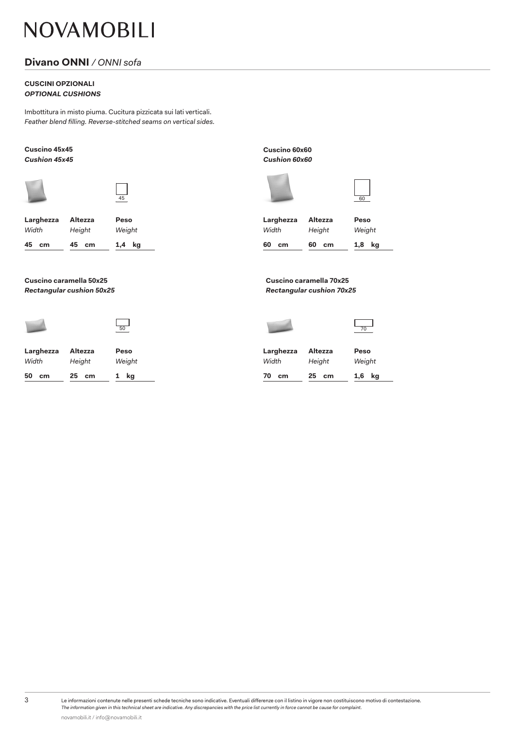# NOVAMOBILI

## **Divano ONNI** */ ONNI sofa*

**CUSCINI OPZIONALI**
***OPTIONAL CUSHIONS***

Imbottitura in misto piuma. Cucitura pizzicata sui lati verticali.
*Feather blend filling. Reverse-stitched seams on vertical sides.*

**Cuscino 45x45**
***Cushion 45x45***

45

| **Larghezza** *Width* | **Altezza** *Height* | **Peso** *Weight* |
|---|---|---|
| **45 cm** | **45 cm** | **1,4 kg** |

**Cuscino 60x60**
***Cushion 60x60***

60

| **Larghezza** *Width* | **Altezza** *Height* | **Peso** *Weight* |
|---|---|---|
| **60 cm** | **60 cm** | **1,8 kg** |

**Cuscino caramella 50x25**
***Rectangular cushion 50x25***

50

| **Larghezza** *Width* | **Altezza** *Height* | **Peso** *Weight* |
|---|---|---|
| **50 cm** | **25 cm** | **1 kg** |

**Cuscino caramella 70x25**
***Rectangular cushion 70x25***

70

| **Larghezza** *Width* | **Altezza** *Height* | **Peso** *Weight* |
|---|---|---|
| **70 cm** | **25 cm** | **1,6 kg** |

Le informazioni contenute nelle presenti schede tecniche sono indicative. Eventuali differenze con il listino in vigore non costituiscono motivo di contestazione.
*The information given in this technical sheet are indicative. Any discrepancies with the price list currently in force cannot be cause for complaint.*

novamobili.it / info@novamobili.it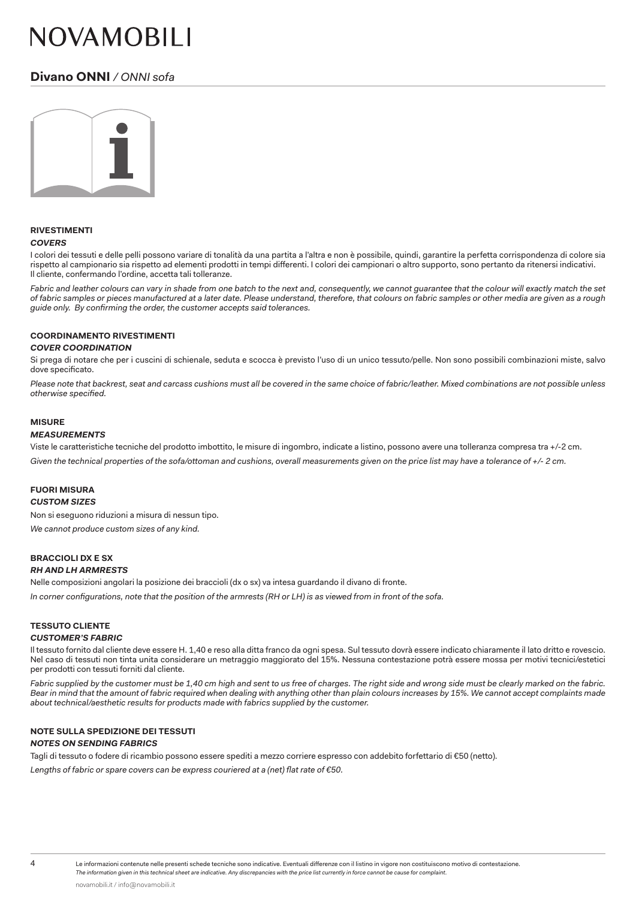# NOVAMOBILI

## **Divano ONNI** */ ONNI sofa*

### RIVESTIMENTI
***COVERS***

I colori dei tessuti e delle pelli possono variare di tonalità da una partita a l'altra e non è possibile, quindi, garantire la perfetta corrispondenza di colore sia rispetto al campionario sia rispetto ad elementi prodotti in tempi differenti. I colori dei campionari o altro supporto, sono pertanto da ritenersi indicativi. Il cliente, confermando l'ordine, accetta tali tolleranze.

*Fabric and leather colours can vary in shade from one batch to the next and, consequently, we cannot guarantee that the colour will exactly match the set of fabric samples or pieces manufactured at a later date. Please understand, therefore, that colours on fabric samples or other media are given as a rough guide only. By confirming the order, the customer accepts said tolerances.*

### COORDINAMENTO RIVESTIMENTI
***COVER COORDINATION***

Si prega di notare che per i cuscini di schienale, seduta e scocca è previsto l'uso di un unico tessuto/pelle. Non sono possibili combinazioni miste, salvo dove specificato.

*Please note that backrest, seat and carcass cushions must all be covered in the same choice of fabric/leather. Mixed combinations are not possible unless otherwise specified.*

### MISURE
***MEASUREMENTS***

Viste le caratteristiche tecniche del prodotto imbottito, le misure di ingombro, indicate a listino, possono avere una tolleranza compresa tra +/-2 cm.

*Given the technical properties of the sofa/ottoman and cushions, overall measurements given on the price list may have a tolerance of +/- 2 cm.*

### FUORI MISURA
***CUSTOM SIZES***

Non si eseguono riduzioni a misura di nessun tipo.

*We cannot produce custom sizes of any kind.*

### BRACCIOLI DX E SX
***RH AND LH ARMRESTS***

Nelle composizioni angolari la posizione dei braccioli (dx o sx) va intesa guardando il divano di fronte.

*In corner configurations, note that the position of the armrests (RH or LH) is as viewed from in front of the sofa.*

### TESSUTO CLIENTE
***CUSTOMER'S FABRIC***

Il tessuto fornito dal cliente deve essere H. 1,40 e reso alla ditta franco da ogni spesa. Sul tessuto dovrà essere indicato chiaramente il lato dritto e rovescio. Nel caso di tessuti non tinta unita considerare un metraggio maggiorato del 15%. Nessuna contestazione potrà essere mossa per motivi tecnici/estetici per prodotti con tessuti forniti dal cliente.

*Fabric supplied by the customer must be 1,40 cm high and sent to us free of charges. The right side and wrong side must be clearly marked on the fabric. Bear in mind that the amount of fabric required when dealing with anything other than plain colours increases by 15%. We cannot accept complaints made about technical/aesthetic results for products made with fabrics supplied by the customer.*

### NOTE SULLA SPEDIZIONE DEI TESSUTI
***NOTES ON SENDING FABRICS***

Tagli di tessuto o fodere di ricambio possono essere spediti a mezzo corriere espresso con addebito forfettario di €50 (netto).

*Lengths of fabric or spare covers can be express couriered at a (net) flat rate of €50.*

Le informazioni contenute nelle presenti schede tecniche sono indicative. Eventuali differenze con il listino in vigore non costituiscono motivo di contestazione.
*The information given in this technical sheet are indicative. Any discrepancies with the price list currently in force cannot be cause for complaint.*

novamobili.it / info@novamobili.it